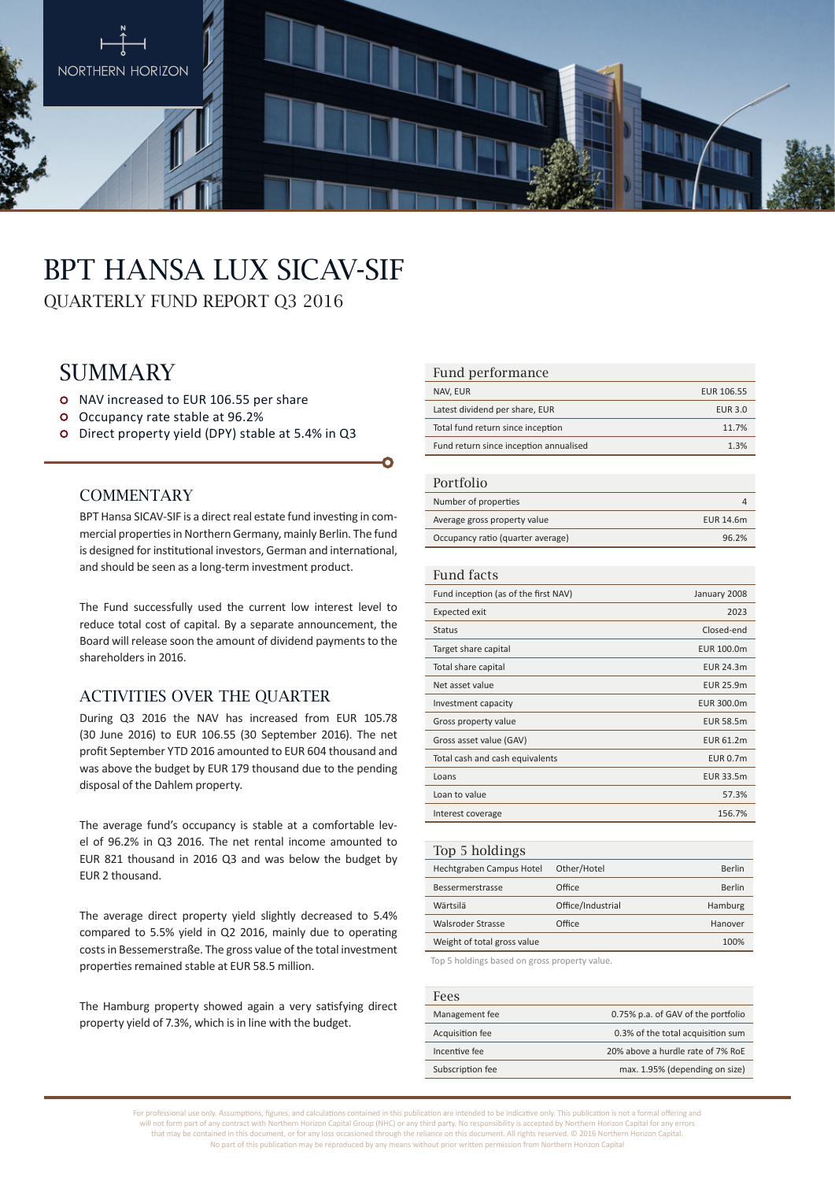NORTHERN HORIZON

# BPT HANSA LUX SICAV-SIF

QUARTERLY FUND REPORT Q3 2016

## SUMMARY

- NAV increased to EUR 106.55 per share
- Occupancy rate stable at 96.2%
- Direct property yield (DPY) stable at 5.4% in Q3

### COMMENTARY

BPT Hansa SICAV-SIF is a direct real estate fund investing in commercial properties in Northern Germany, mainly Berlin. The fund is designed for institutional investors, German and international, and should be seen as a long-term investment product.

The Fund successfully used the current low interest level to reduce total cost of capital. By a separate announcement, the Board will release soon the amount of dividend payments to the shareholders in 2016.

### ACTIVITIES OVER THE QUARTER

During Q3 2016 the NAV has increased from EUR 105.78 (30 June 2016) to EUR 106.55 (30 September 2016). The net profit September YTD 2016 amounted to EUR 604 thousand and was above the budget by EUR 179 thousand due to the pending disposal of the Dahlem property.

The average fund's occupancy is stable at a comfortable level of 96.2% in Q3 2016. The net rental income amounted to EUR 821 thousand in 2016 Q3 and was below the budget by EUR 2 thousand.

The average direct property yield slightly decreased to 5.4% compared to 5.5% yield in Q2 2016, mainly due to operating costs in Bessemerstraße. The gross value of the total investment properties remained stable at EUR 58.5 million.

The Hamburg property showed again a very satisfying direct property yield of 7.3%, which is in line with the budget.

| Fund performance | |
|---|---|
| NAV, EUR | EUR 106.55 |
| Latest dividend per share, EUR | EUR 3.0 |
| Total fund return since inception | 11.7% |
| Fund return since inception annualised | 1.3% |

| Portfolio | |
|---|---|
| Number of properties | 4 |
| Average gross property value | EUR 14.6m |
| Occupancy ratio (quarter average) | 96.2% |

| Fund facts | |
|---|---|
| Fund inception (as of the first NAV) | January 2008 |
| Expected exit | 2023 |
| Status | Closed-end |
| Target share capital | EUR 100.0m |
| Total share capital | EUR 24.3m |
| Net asset value | EUR 25.9m |
| Investment capacity | EUR 300.0m |
| Gross property value | EUR 58.5m |
| Gross asset value (GAV) | EUR 61.2m |
| Total cash and cash equivalents | EUR 0.7m |
| Loans | EUR 33.5m |
| Loan to value | 57.3% |
| Interest coverage | 156.7% |

| Top 5 holdings | | |
|---|---|---|
| Hechtgraben Campus Hotel | Other/Hotel | Berlin |
| Bessermerstrasse | Office | Berlin |
| Wärtsilä | Office/Industrial | Hamburg |
| Walsroder Strasse | Office | Hanover |
| Weight of total gross value | | 100% |

Top 5 holdings based on gross property value.

| Fees | |
|---|---|
| Management fee | 0.75% p.a. of GAV of the portfolio |
| Acquisition fee | 0.3% of the total acquisition sum |
| Incentive fee | 20% above a hurdle rate of 7% RoE |
| Subscription fee | max. 1.95% (depending on size) |

For professional use only. Assumptions, figures, and calculations contained in this publication are intended to be indicative only. This publication is not a formal offering and will not form part of any contract with Northern Horizon Capital Group (NHC) or any third party. No responsibility is accepted by Northern Horizon Capital for any errors that may be contained in this document, or for any loss occasioned through the reliance on this document. All rights reserved. © 2016 Northern Horizon Capital. No part of this publication may be reproduced by any means without prior written permission from Northern Horizon Capital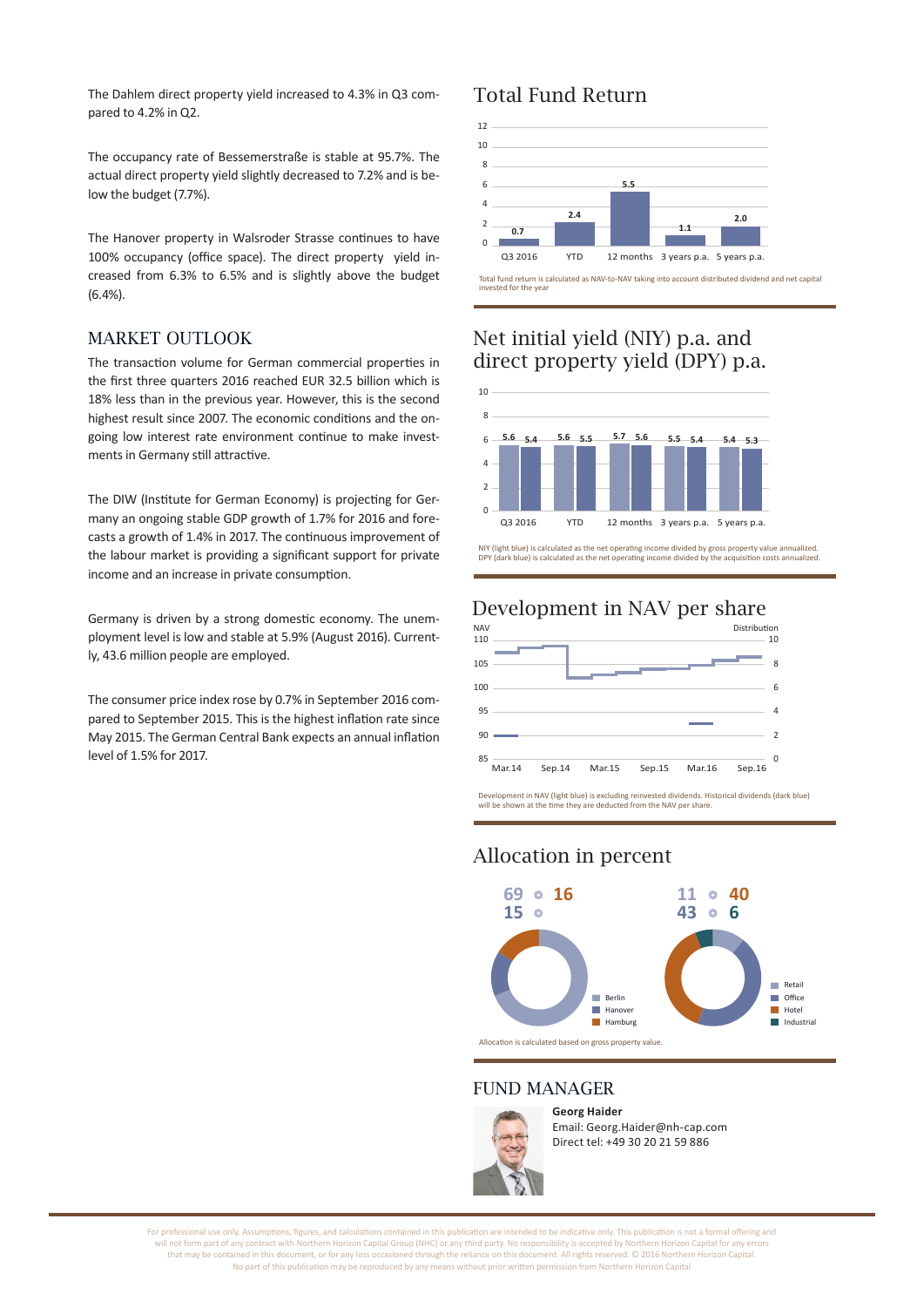The Dahlem direct property yield increased to 4.3% in Q3 compared to 4.2% in Q2.

The occupancy rate of Bessemerstraße is stable at 95.7%. The actual direct property yield slightly decreased to 7.2% and is below the budget (7.7%).

The Hanover property in Walsroder Strasse continues to have 100% occupancy (office space). The direct property yield increased from 6.3% to 6.5% and is slightly above the budget (6.4%).

## MARKET OUTLOOK

The transaction volume for German commercial properties in the first three quarters 2016 reached EUR 32.5 billion which is 18% less than in the previous year. However, this is the second highest result since 2007. The economic conditions and the ongoing low interest rate environment continue to make investments in Germany still attractive.

The DIW (Institute for German Economy) is projecting for Germany an ongoing stable GDP growth of 1.7% for 2016 and forecasts a growth of 1.4% in 2017. The continuous improvement of the labour market is providing a significant support for private income and an increase in private consumption.

Germany is driven by a strong domestic economy. The unemployment level is low and stable at 5.9% (August 2016). Currently, 43.6 million people are employed.

The consumer price index rose by 0.7% in September 2016 compared to September 2015. This is the highest inflation rate since May 2015. The German Central Bank expects an annual inflation level of 1.5% for 2017.

## Total Fund Return

Q3 2016: 0.7
YTD: 2.4
12 months: 5.5
3 years p.a.: 1.1
5 years p.a.: 2.0

Total fund return is calculated as NAV-to-NAV taking into account distributed dividend and net capital invested for the year

## Net initial yield (NIY) p.a. and direct property yield (DPY) p.a.

Q3 2016: 5.6 5.4
YTD: 5.6 5.5
12 months: 5.7 5.6
3 years p.a.: 5.5 5.4
5 years p.a.: 5.4 5.3

NIY (light blue) is calculated as the net operating income divided by gross property value annualized.
DPY (dark blue) is calculated as the net operating income divided by the acquisition costs annualized.

## Development in NAV per share

NAV
Distribution
Mar.14 Sep.14 Mar.15 Sep.15 Mar.16 Sep.16

Development in NAV (light blue) is excluding reinvested dividends. Historical dividends (dark blue) will be shown at the time they are deducted from the NAV per share.

## Allocation in percent

69 16
15

Berlin
Hanover
Hamburg

11 40
43 6

Retail
Office
Hotel
Industrial

Allocation is calculated based on gross property value.

## FUND MANAGER

**Georg Haider**
Email: Georg.Haider@nh-cap.com
Direct tel: +49 30 20 21 59 886

For professional use only. Assumptions, figures, and calculations contained in this publication are intended to be indicative only. This publication is not a formal offering and will not form part of any contract with Northern Horizon Capital Group (NHC) or any third party. No responsibility is accepted by Northern Horizon Capital for any errors that may be contained in this document, or for any loss occasioned through the reliance on this document. All rights reserved. © 2016 Northern Horizon Capital.
No part of this publication may be reproduced by any means without prior written permission from Northern Horizon Capital